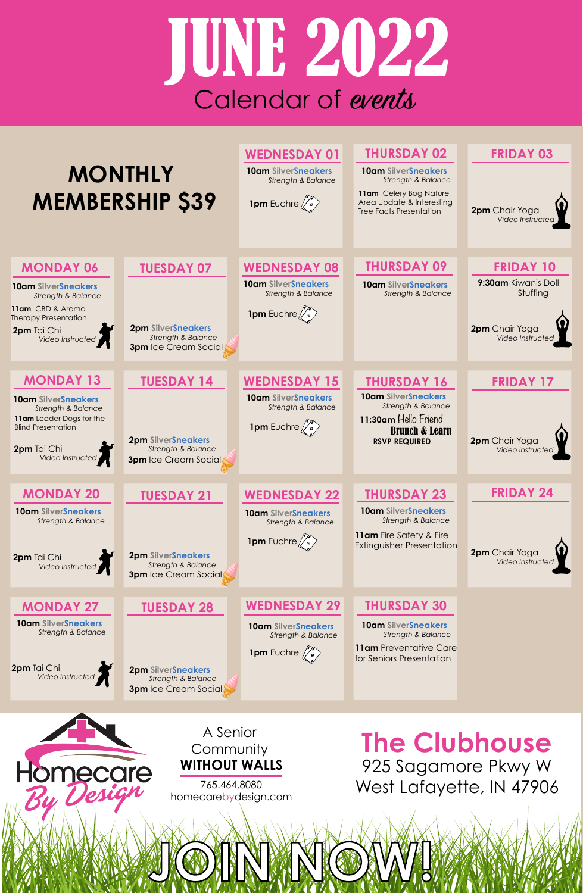# JUNE 2022

## Calendar of *events*

**MONTHLY MEMBERSHIP $39**

| MONDAY | TUESDAY | WEDNESDAY | THURSDAY | FRIDAY |
|---|---|---|---|---|
| | | **WEDNESDAY 01**<br>**10am** SilverSneakers *Strength & Balance*<br>**1pm** Euchre | **THURSDAY 02**<br>**10am** SilverSneakers *Strength & Balance*<br>**11am** Celery Bog Nature Area Update & Interesting Tree Facts Presentation | **FRIDAY 03**<br>**2pm** Chair Yoga *Video Instructed* |
| **MONDAY 06**<br>**10am** SilverSneakers *Strength & Balance*<br>**11am** CBD & Aroma Therapy Presentation<br>**2pm** Tai Chi *Video Instructed* | **TUESDAY 07**<br>**2pm** SilverSneakers *Strength & Balance*<br>**3pm** Ice Cream Social | **WEDNESDAY 08**<br>**10am** SilverSneakers *Strength & Balance*<br>**1pm** Euchre | **THURSDAY 09**<br>**10am** SilverSneakers *Strength & Balance* | **FRIDAY 10**<br>**9:30am** Kiwanis Doll Stuffing<br>**2pm** Chair Yoga *Video Instructed* |
| **MONDAY 13**<br>**10am** SilverSneakers *Strength & Balance*<br>**11am** Leader Dogs for the Blind Presentation<br>**2pm** Tai Chi *Video Instructed* | **TUESDAY 14**<br>**2pm** SilverSneakers *Strength & Balance*<br>**3pm** Ice Cream Social | **WEDNESDAY 15**<br>**10am** SilverSneakers *Strength & Balance*<br>**1pm** Euchre | **THURSDAY 16**<br>**10am** SilverSneakers *Strength & Balance*<br>**11:30am** Hello Friend **Brunch & Learn**<br>**RSVP REQUIRED** | **FRIDAY 17**<br>**2pm** Chair Yoga *Video Instructed* |
| **MONDAY 20**<br>**10am** SilverSneakers *Strength & Balance*<br>**2pm** Tai Chi *Video Instructed* | **TUESDAY 21**<br>**2pm** SilverSneakers *Strength & Balance*<br>**3pm** Ice Cream Social | **WEDNESDAY 22**<br>**10am** SilverSneakers *Strength & Balance*<br>**1pm** Euchre | **THURSDAY 23**<br>**10am** SilverSneakers *Strength & Balance*<br>**11am** Fire Safety & Fire Extinguisher Presentation | **FRIDAY 24**<br>**2pm** Chair Yoga *Video Instructed* |
| **MONDAY 27**<br>**10am** SilverSneakers *Strength & Balance*<br>**2pm** Tai Chi *Video Instructed* | **TUESDAY 28**<br>**2pm** SilverSneakers *Strength & Balance*<br>**3pm** Ice Cream Social | **WEDNESDAY 29**<br>**10am** SilverSneakers *Strength & Balance*<br>**1pm** Euchre | **THURSDAY 30**<br>**10am** SilverSneakers *Strength & Balance*<br>**11am** Preventative Care for Seniors Presentation | |

Homecare By Design

A Senior Community **WITHOUT WALLS**

765.464.8080
homecarebydesign.com

## The Clubhouse

925 Sagamore Pkwy W
West Lafayette, IN 47906

# JOIN NOW!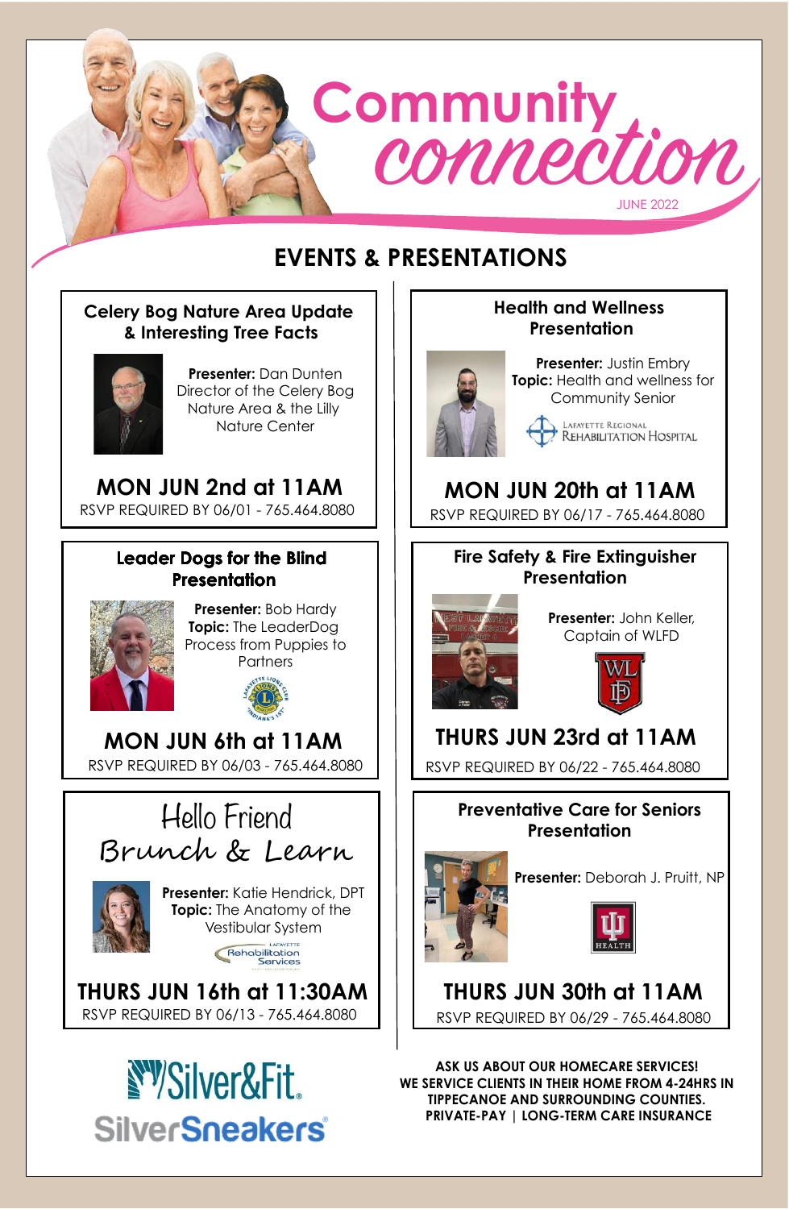# Community connection

JUNE 2022

## EVENTS & PRESENTATIONS

### Celery Bog Nature Area Update & Interesting Tree Facts

**Presenter:** Dan Dunten
Director of the Celery Bog Nature Area & the Lilly Nature Center

**MON JUN 2nd at 11AM**
RSVP REQUIRED BY 06/01 - 765.464.8080

### Leader Dogs for the Blind Presentation

**Presenter:** Bob Hardy
**Topic:** The LeaderDog Process from Puppies to Partners

**MON JUN 6th at 11AM**
RSVP REQUIRED BY 06/03 - 765.464.8080

### Hello Friend Brunch & Learn

**Presenter:** Katie Hendrick, DPT
**Topic:** The Anatomy of the Vestibular System

Lafayette Rehabilitation Services

**THURS JUN 16th at 11:30AM**
RSVP REQUIRED BY 06/13 - 765.464.8080

### Health and Wellness Presentation

**Presenter:** Justin Embry
**Topic:** Health and wellness for Community Senior

Lafayette Regional Rehabilitation Hospital

**MON JUN 20th at 11AM**
RSVP REQUIRED BY 06/17 - 765.464.8080

### Fire Safety & Fire Extinguisher Presentation

**Presenter:** John Keller, Captain of WLFD

**THURS JUN 23rd at 11AM**
RSVP REQUIRED BY 06/22 - 765.464.8080

### Preventative Care for Seniors Presentation

**Presenter:** Deborah J. Pruitt, NP

**THURS JUN 30th at 11AM**
RSVP REQUIRED BY 06/29 - 765.464.8080

Silver&Fit.
SilverSneakers

**ASK US ABOUT OUR HOMECARE SERVICES!**
**WE SERVICE CLIENTS IN THEIR HOME FROM 4-24HRS IN TIPPECANOE AND SURROUNDING COUNTIES.**
**PRIVATE-PAY | LONG-TERM CARE INSURANCE**